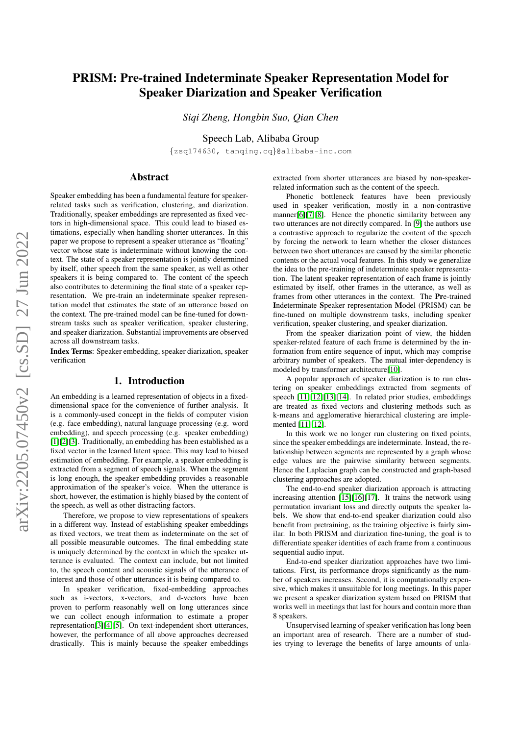# PRISM: Pre-trained Indeterminate Speaker Representation Model for Speaker Diarization and Speaker Verification

*Siqi Zheng, Hongbin Suo, Qian Chen*

Speech Lab, Alibaba Group

{zsq174630, tanqing.cq}@alibaba-inc.com

## Abstract

Speaker embedding has been a fundamental feature for speaker-related tasks such as verification, clustering, and diarization. Traditionally, speaker embeddings are represented as fixed vectors in high-dimensional space. This could lead to biased estimations, especially when handling shorter utterances. In this paper we propose to represent a speaker utterance as "floating" vector whose state is indeterminate without knowing the context. The state of a speaker representation is jointly determined by itself, other speech from the same speaker, as well as other speakers it is being compared to. The content of the speech also contributes to determining the final state of a speaker representation. We pre-train an indeterminate speaker representation model that estimates the state of an utterance based on the context. The pre-trained model can be fine-tuned for downstream tasks such as speaker verification, speaker clustering, and speaker diarization. Substantial improvements are observed across all downstream tasks.

**Index Terms**: Speaker embedding, speaker diarization, speaker verification

## 1. Introduction

An embedding is a learned representation of objects in a fixed-dimensional space for the convenience of further analysis. It is a commonly-used concept in the fields of computer vision (e.g. face embedding), natural language processing (e.g. word embedding), and speech processing (e.g. speaker embedding) [1][2][3]. Traditionally, an embedding has been established as a fixed vector in the learned latent space. This may lead to biased estimation of embedding. For example, a speaker embedding is extracted from a segment of speech signals. When the segment is long enough, the speaker embedding provides a reasonable approximation of the speaker's voice. When the utterance is short, however, the estimation is highly biased by the content of the speech, as well as other distracting factors.

Therefore, we propose to view representations of speakers in a different way. Instead of establishing speaker embeddings as fixed vectors, we treat them as indeterminate on the set of all possible measurable outcomes. The final embedding state is uniquely determined by the context in which the speaker utterance is evaluated. The context can include, but not limited to, the speech content and acoustic signals of the utterance of interest and those of other utterances it is being compared to.

In speaker verification, fixed-embedding approaches such as i-vectors, x-vectors, and d-vectors have been proven to perform reasonably well on long utterances since we can collect enough information to estimate a proper representation[3][4][5]. On text-independent short utterances, however, the performance of all above approaches decreased drastically. This is mainly because the speaker embeddings extracted from shorter utterances are biased by non-speaker-related information such as the content of the speech.

Phonetic bottleneck features have been previously used in speaker verification, mostly in a non-contrastive manner[6][7][8]. Hence the phonetic similarity between any two utterances are not directly compared. In [9] the authors use a contrastive approach to regularize the content of the speech by forcing the network to learn whether the closer distances between two short utterances are caused by the similar phonetic contents or the actual vocal features. In this study we generalize the idea to the pre-training of indeterminate speaker representation. The latent speaker representation of each frame is jointly estimated by itself, other frames in the utterance, as well as frames from other utterances in the context. The **Pr**e-trained **I**ndeterminate **S**peaker representation **M**odel (PRISM) can be fine-tuned on multiple downstream tasks, including speaker verification, speaker clustering, and speaker diarization.

From the speaker diarization point of view, the hidden speaker-related feature of each frame is determined by the information from entire sequence of input, which may comprise arbitrary number of speakers. The mutual inter-dependency is modeled by transformer architecture[10].

A popular approach of speaker diarization is to run clustering on speaker embeddings extracted from segments of speech [11][12][13][14]. In related prior studies, embeddings are treated as fixed vectors and clustering methods such as k-means and agglomerative hierarchical clustering are implemented [11][12].

In this work we no longer run clustering on fixed points, since the speaker embeddings are indeterminate. Instead, the relationship between segments are represented by a graph whose edge values are the pairwise similarity between segments. Hence the Laplacian graph can be constructed and graph-based clustering approaches are adopted.

The end-to-end speaker diarization approach is attracting increasing attention [15][16][17]. It trains the network using permutation invariant loss and directly outputs the speaker labels. We show that end-to-end speaker diarization could also benefit from pretraining, as the training objective is fairly similar. In both PRISM and diarization fine-tuning, the goal is to differentiate speaker identities of each frame from a continuous sequential audio input.

End-to-end speaker diarization approaches have two limitations. First, its performance drops significantly as the number of speakers increases. Second, it is computationally expensive, which makes it unsuitable for long meetings. In this paper we present a speaker diarization system based on PRISM that works well in meetings that last for hours and contain more than 8 speakers.

Unsupervised learning of speaker verification has long been an important area of research. There are a number of studies trying to leverage the benefits of large amounts of unla-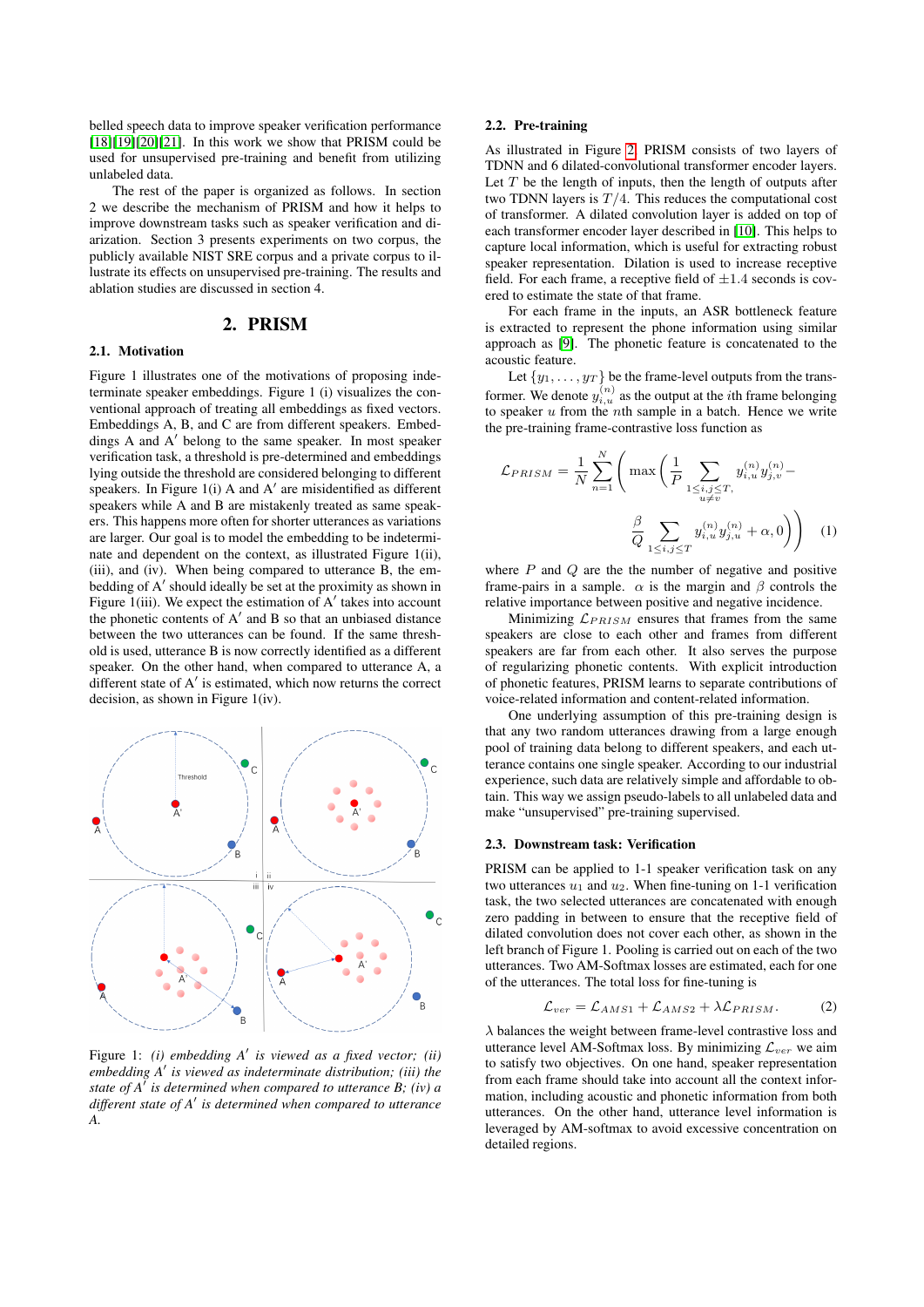belled speech data to improve speaker verification performance [18][19][20][21]. In this work we show that PRISM could be used for unsupervised pre-training and benefit from utilizing unlabeled data.

The rest of the paper is organized as follows. In section 2 we describe the mechanism of PRISM and how it helps to improve downstream tasks such as speaker verification and diarization. Section 3 presents experiments on two corpus, the publicly available NIST SRE corpus and a private corpus to illustrate its effects on unsupervised pre-training. The results and ablation studies are discussed in section 4.

## 2. PRISM

### 2.1. Motivation

Figure 1 illustrates one of the motivations of proposing indeterminate speaker embeddings. Figure 1 (i) visualizes the conventional approach of treating all embeddings as fixed vectors. Embeddings A, B, and C are from different speakers. Embeddings A and A′ belong to the same speaker. In most speaker verification task, a threshold is pre-determined and embeddings lying outside the threshold are considered belonging to different speakers. In Figure 1(i) A and A′ are misidentified as different speakers while A and B are mistakenly treated as same speakers. This happens more often for shorter utterances as variations are larger. Our goal is to model the embedding to be indeterminate and dependent on the context, as illustrated Figure 1(ii), (iii), and (iv). When being compared to utterance B, the embedding of A′ should ideally be set at the proximity as shown in Figure 1(iii). We expect the estimation of A′ takes into account the phonetic contents of A′ and B so that an unbiased distance between the two utterances can be found. If the same threshold is used, utterance B is now correctly identified as a different speaker. On the other hand, when compared to utterance A, a different state of A′ is estimated, which now returns the correct decision, as shown in Figure 1(iv).

*Figure 1: (i) embedding A′ is viewed as a fixed vector; (ii) embedding A′ is viewed as indeterminate distribution; (iii) the state of A′ is determined when compared to utterance B; (iv) a different state of A′ is determined when compared to utterance A.*

### 2.2. Pre-training

As illustrated in Figure 2, PRISM consists of two layers of TDNN and 6 dilated-convolutional transformer encoder layers. Let $T$ be the length of inputs, then the length of outputs after two TDNN layers is $T/4$. This reduces the computational cost of transformer. A dilated convolution layer is added on top of each transformer encoder layer described in [10]. This helps to capture local information, which is useful for extracting robust speaker representation. Dilation is used to increase receptive field. For each frame, a receptive field of $\pm 1.4$ seconds is covered to estimate the state of that frame.

For each frame in the inputs, an ASR bottleneck feature is extracted to represent the phone information using similar approach as [9]. The phonetic feature is concatenated to the acoustic feature.

Let $\{y_1, \ldots, y_T\}$ be the frame-level outputs from the transformer. We denote $y_{i,u}^{(n)}$ as the output at the $i$th frame belonging to speaker $u$ from the $n$th sample in a batch. Hence we write the pre-training frame-contrastive loss function as

$$\mathcal{L}_{PRISM} = \frac{1}{N}\sum_{n=1}^{N}\left(\max\left(\frac{1}{P}\sum_{\substack{1\le i,j\le T,\\ u\ne v}} y_{i,u}^{(n)} y_{j,v}^{(n)} - \frac{\beta}{Q}\sum_{1\le i,j\le T} y_{i,u}^{(n)} y_{j,u}^{(n)} + \alpha, 0\right)\right) \quad (1)$$

where $P$ and $Q$ are the the number of negative and positive frame-pairs in a sample. $\alpha$ is the margin and $\beta$ controls the relative importance between positive and negative incidence.

Minimizing $\mathcal{L}_{PRISM}$ ensures that frames from the same speakers are close to each other and frames from different speakers are far from each other. It also serves the purpose of regularizing phonetic contents. With explicit introduction of phonetic features, PRISM learns to separate contributions of voice-related information and content-related information.

One underlying assumption of this pre-training design is that any two random utterances drawing from a large enough pool of training data belong to different speakers, and each utterance contains one single speaker. According to our industrial experience, such data are relatively simple and affordable to obtain. This way we assign pseudo-labels to all unlabeled data and make “unsupervised” pre-training supervised.

### 2.3. Downstream task: Verification

PRISM can be applied to 1-1 speaker verification task on any two utterances $u_1$ and $u_2$. When fine-tuning on 1-1 verification task, the two selected utterances are concatenated with enough zero padding in between to ensure that the receptive field of dilated convolution does not cover each other, as shown in the left branch of Figure 1. Pooling is carried out on each of the two utterances. Two AM-Softmax losses are estimated, each for one of the utterances. The total loss for fine-tuning is

$$\mathcal{L}_{ver} = \mathcal{L}_{AMS1} + \mathcal{L}_{AMS2} + \lambda\mathcal{L}_{PRISM}. \quad (2)$$

$\lambda$ balances the weight between frame-level contrastive loss and utterance level AM-Softmax loss. By minimizing $\mathcal{L}_{ver}$ we aim to satisfy two objectives. On one hand, speaker representation from each frame should take into account all the context information, including acoustic and phonetic information from both utterances. On the other hand, utterance level information is leveraged by AM-softmax to avoid excessive concentration on detailed regions.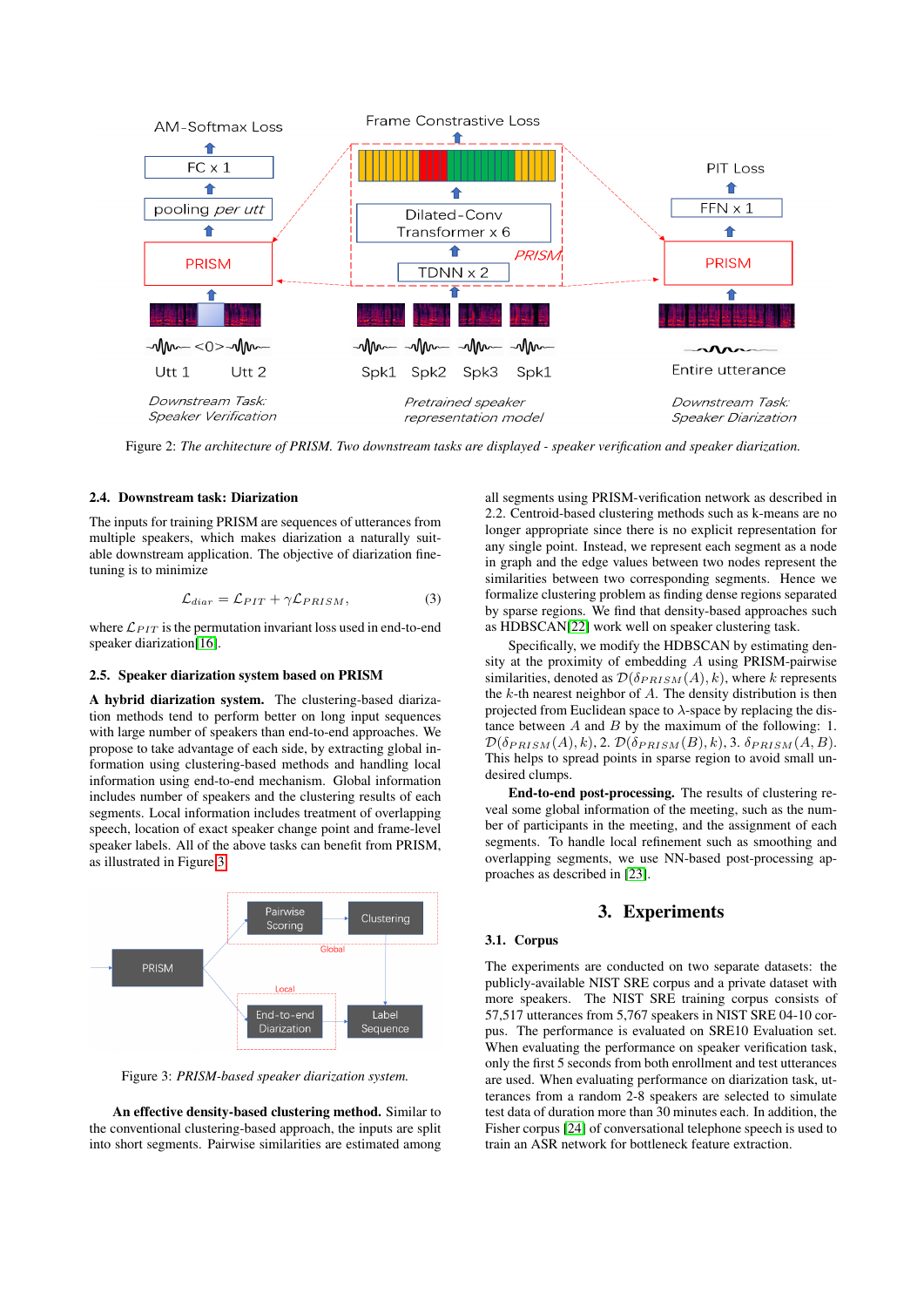Figure 2: *The architecture of PRISM. Two downstream tasks are displayed - speaker verification and speaker diarization.*

### 2.4. Downstream task: Diarization

The inputs for training PRISM are sequences of utterances from multiple speakers, which makes diarization a naturally suitable downstream application. The objective of diarization fine-tuning is to minimize

$$\mathcal{L}_{diar} = \mathcal{L}_{PIT} + \gamma \mathcal{L}_{PRISM}, \tag{3}$$

where $\mathcal{L}_{PIT}$ is the permutation invariant loss used in end-to-end speaker diarization[16].

### 2.5. Speaker diarization system based on PRISM

**A hybrid diarization system.** The clustering-based diarization methods tend to perform better on long input sequences with large number of speakers than end-to-end approaches. We propose to take advantage of each side, by extracting global information using clustering-based methods and handling local information using end-to-end mechanism. Global information includes number of speakers and the clustering results of each segments. Local information includes treatment of overlapping speech, location of exact speaker change point and frame-level speaker labels. All of the above tasks can benefit from PRISM, as illustrated in Figure 3.

Figure 3: *PRISM-based speaker diarization system.*

**An effective density-based clustering method.** Similar to the conventional clustering-based approach, the inputs are split into short segments. Pairwise similarities are estimated among all segments using PRISM-verification network as described in 2.2. Centroid-based clustering methods such as k-means are no longer appropriate since there is no explicit representation for any single point. Instead, we represent each segment as a node in graph and the edge values between two nodes represent the similarities between two corresponding segments. Hence we formalize clustering problem as finding dense regions separated by sparse regions. We find that density-based approaches such as HDBSCAN[22] work well on speaker clustering task.

Specifically, we modify the HDBSCAN by estimating density at the proximity of embedding $A$ using PRISM-pairwise similarities, denoted as $\mathcal{D}(\delta_{PRISM}(A), k)$, where $k$ represents the $k$-th nearest neighbor of $A$. The density distribution is then projected from Euclidean space to $\lambda$-space by replacing the distance between $A$ and $B$ by the maximum of the following: 1. $\mathcal{D}(\delta_{PRISM}(A), k)$, 2. $\mathcal{D}(\delta_{PRISM}(B), k)$, 3. $\delta_{PRISM}(A, B)$. This helps to spread points in sparse region to avoid small undesired clumps.

**End-to-end post-processing.** The results of clustering reveal some global information of the meeting, such as the number of participants in the meeting, and the assignment of each segments. To handle local refinement such as smoothing and overlapping segments, we use NN-based post-processing approaches as described in [23].

## 3. Experiments

### 3.1. Corpus

The experiments are conducted on two separate datasets: the publicly-available NIST SRE corpus and a private dataset with more speakers. The NIST SRE training corpus consists of 57,517 utterances from 5,767 speakers in NIST SRE 04-10 corpus. The performance is evaluated on SRE10 Evaluation set. When evaluating the performance on speaker verification task, only the first 5 seconds from both enrollment and test utterances are used. When evaluating performance on diarization task, utterances from a random 2-8 speakers are selected to simulate test data of duration more than 30 minutes each. In addition, the Fisher corpus [24] of conversational telephone speech is used to train an ASR network for bottleneck feature extraction.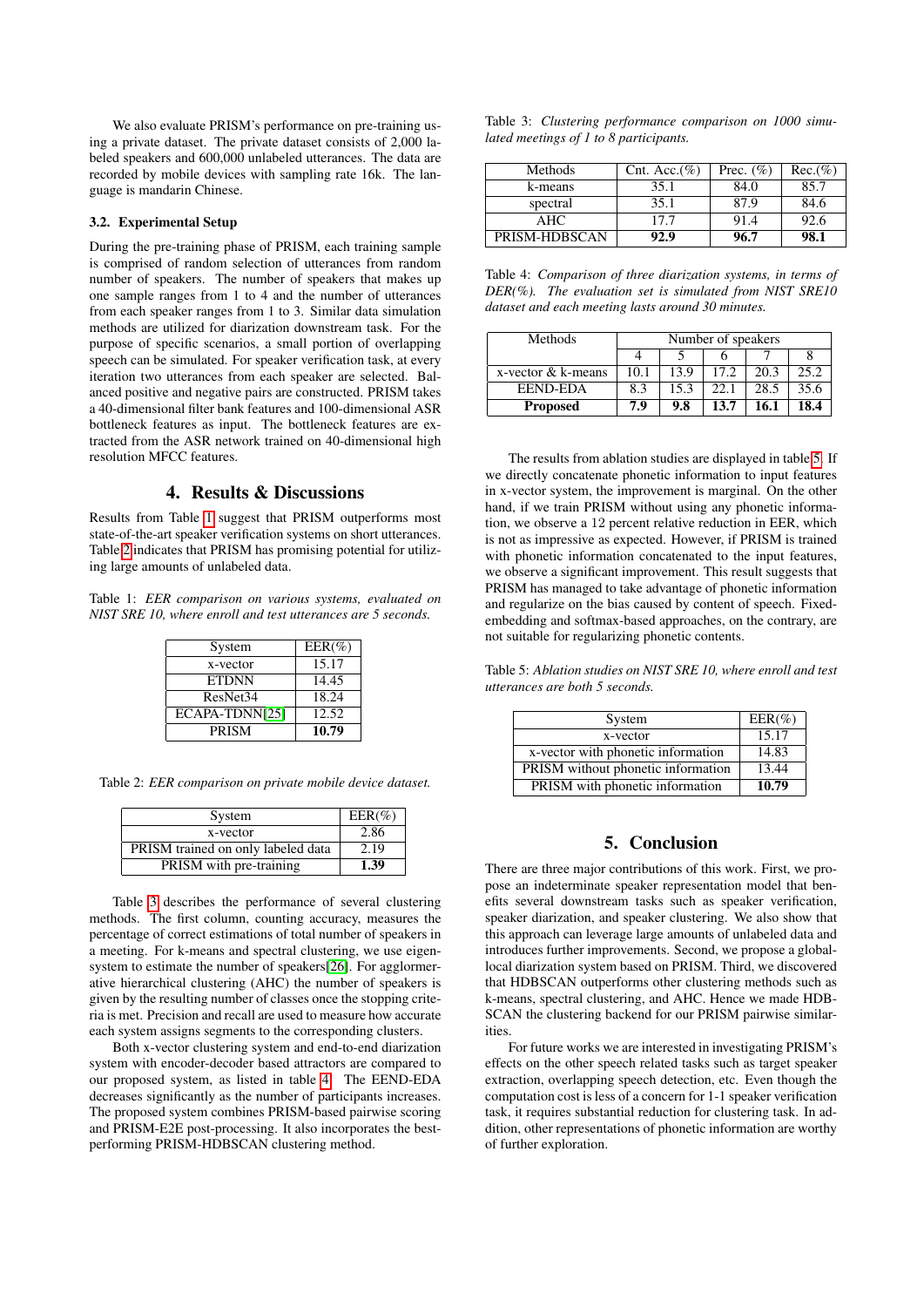We also evaluate PRISM's performance on pre-training using a private dataset. The private dataset consists of 2,000 labeled speakers and 600,000 unlabeled utterances. The data are recorded by mobile devices with sampling rate 16k. The language is mandarin Chinese.

### 3.2. Experimental Setup

During the pre-training phase of PRISM, each training sample is comprised of random selection of utterances from random number of speakers. The number of speakers that makes up one sample ranges from 1 to 4 and the number of utterances from each speaker ranges from 1 to 3. Similar data simulation methods are utilized for diarization downstream task. For the purpose of specific scenarios, a small portion of overlapping speech can be simulated. For speaker verification task, at every iteration two utterances from each speaker are selected. Balanced positive and negative pairs are constructed. PRISM takes a 40-dimensional filter bank features and 100-dimensional ASR bottleneck features as input. The bottleneck features are extracted from the ASR network trained on 40-dimensional high resolution MFCC features.

## 4. Results & Discussions

Results from Table 1 suggest that PRISM outperforms most state-of-the-art speaker verification systems on short utterances. Table 2 indicates that PRISM has promising potential for utilizing large amounts of unlabeled data.

Table 1: *EER comparison on various systems, evaluated on NIST SRE 10, where enroll and test utterances are 5 seconds.*

| System | EER(%) |
|---|---|
| x-vector | 15.17 |
| ETDNN | 14.45 |
| ResNet34 | 18.24 |
| ECAPA-TDNN[25] | 12.52 |
| PRISM | **10.79** |

Table 2: *EER comparison on private mobile device dataset.*

| System | EER(%) |
|---|---|
| x-vector | 2.86 |
| PRISM trained on only labeled data | 2.19 |
| PRISM with pre-training | **1.39** |

Table 3 describes the performance of several clustering methods. The first column, counting accuracy, measures the percentage of correct estimations of total number of speakers in a meeting. For k-means and spectral clustering, we use eigen-system to estimate the number of speakers[26]. For agglomerative hierarchical clustering (AHC) the number of speakers is given by the resulting number of classes once the stopping criteria is met. Precision and recall are used to measure how accurate each system assigns segments to the corresponding clusters.

Both x-vector clustering system and end-to-end diarization system with encoder-decoder based attractors are compared to our proposed system, as listed in table 4. The EEND-EDA decreases significantly as the number of participants increases. The proposed system combines PRISM-based pairwise scoring and PRISM-E2E post-processing. It also incorporates the best-performing PRISM-HDBSCAN clustering method.

Table 3: *Clustering performance comparison on 1000 simulated meetings of 1 to 8 participants.*

| Methods | Cnt. Acc.(%) | Prec. (%) | Rec.(%) |
|---|---|---|---|
| k-means | 35.1 | 84.0 | 85.7 |
| spectral | 35.1 | 87.9 | 84.6 |
| AHC | 17.7 | 91.4 | 92.6 |
| PRISM-HDBSCAN | **92.9** | **96.7** | **98.1** |

Table 4: *Comparison of three diarization systems, in terms of DER(%). The evaluation set is simulated from NIST SRE10 dataset and each meeting lasts around 30 minutes.*

| Methods | Number of speakers | | | | |
|---|---|---|---|---|---|
| | 4 | 5 | 6 | 7 | 8 |
| x-vector & k-means | 10.1 | 13.9 | 17.2 | 20.3 | 25.2 |
| EEND-EDA | 8.3 | 15.3 | 22.1 | 28.5 | 35.6 |
| **Proposed** | **7.9** | **9.8** | **13.7** | **16.1** | **18.4** |

The results from ablation studies are displayed in table 5. If we directly concatenate phonetic information to input features in x-vector system, the improvement is marginal. On the other hand, if we train PRISM without using any phonetic information, we observe a 12 percent relative reduction in EER, which is not as impressive as expected. However, if PRISM is trained with phonetic information concatenated to the input features, we observe a significant improvement. This result suggests that PRISM has managed to take advantage of phonetic information and regularize on the bias caused by content of speech. Fixed-embedding and softmax-based approaches, on the contrary, are not suitable for regularizing phonetic contents.

Table 5: *Ablation studies on NIST SRE 10, where enroll and test utterances are both 5 seconds.*

| System | EER(%) |
|---|---|
| x-vector | 15.17 |
| x-vector with phonetic information | 14.83 |
| PRISM without phonetic information | 13.44 |
| PRISM with phonetic information | **10.79** |

## 5. Conclusion

There are three major contributions of this work. First, we propose an indeterminate speaker representation model that benefits several downstream tasks such as speaker verification, speaker diarization, and speaker clustering. We also show that this approach can leverage large amounts of unlabeled data and introduces further improvements. Second, we propose a global-local diarization system based on PRISM. Third, we discovered that HDBSCAN outperforms other clustering methods such as k-means, spectral clustering, and AHC. Hence we made HDBSCAN the clustering backend for our PRISM pairwise similarities.

For future works we are interested in investigating PRISM's effects on the other speech related tasks such as target speaker extraction, overlapping speech detection, etc. Even though the computation cost is less of a concern for 1-1 speaker verification task, it requires substantial reduction for clustering task. In addition, other representations of phonetic information are worthy of further exploration.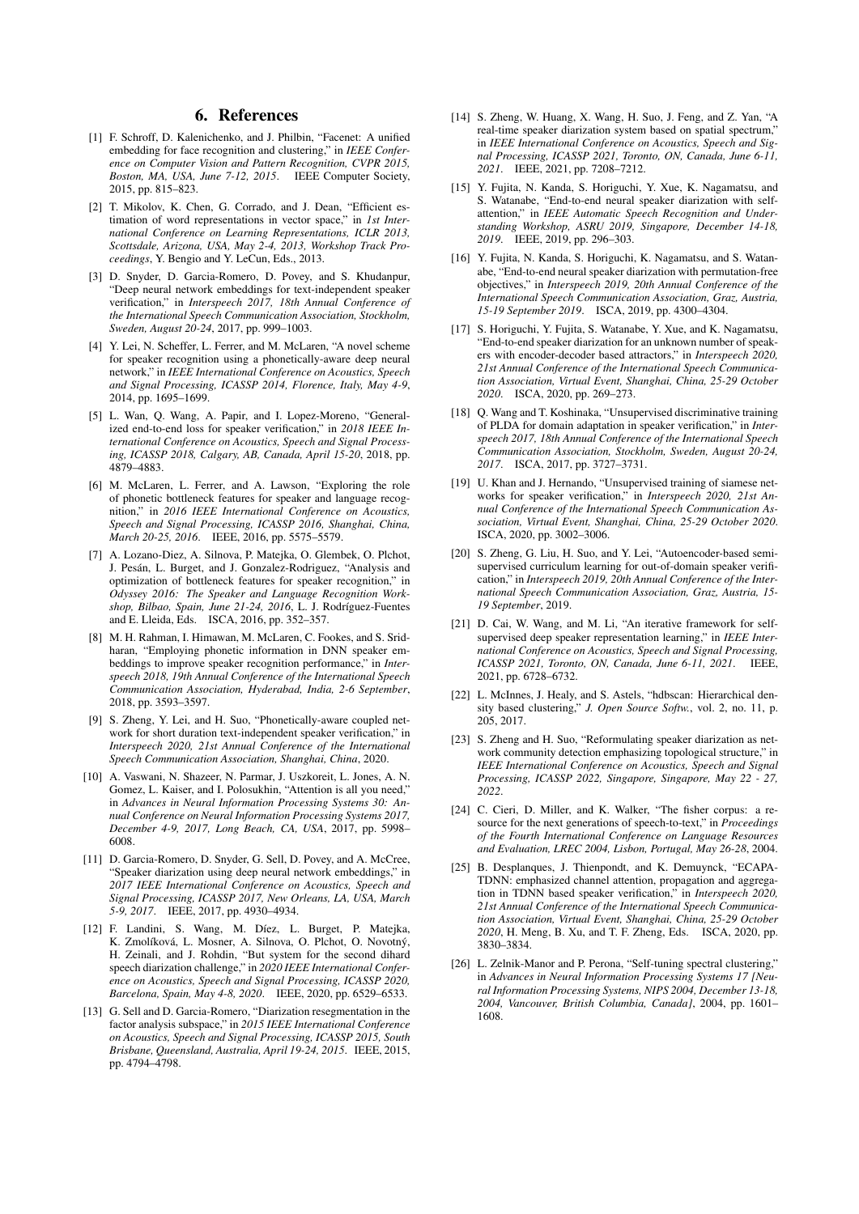## 6. References

[1] F. Schroff, D. Kalenichenko, and J. Philbin, "Facenet: A unified embedding for face recognition and clustering," in *IEEE Conference on Computer Vision and Pattern Recognition, CVPR 2015, Boston, MA, USA, June 7-12, 2015*. IEEE Computer Society, 2015, pp. 815–823.

[2] T. Mikolov, K. Chen, G. Corrado, and J. Dean, "Efficient estimation of word representations in vector space," in *1st International Conference on Learning Representations, ICLR 2013, Scottsdale, Arizona, USA, May 2-4, 2013, Workshop Track Proceedings*, Y. Bengio and Y. LeCun, Eds., 2013.

[3] D. Snyder, D. Garcia-Romero, D. Povey, and S. Khudanpur, "Deep neural network embeddings for text-independent speaker verification," in *Interspeech 2017, 18th Annual Conference of the International Speech Communication Association, Stockholm, Sweden, August 20-24*, 2017, pp. 999–1003.

[4] Y. Lei, N. Scheffer, L. Ferrer, and M. McLaren, "A novel scheme for speaker recognition using a phonetically-aware deep neural network," in *IEEE International Conference on Acoustics, Speech and Signal Processing, ICASSP 2014, Florence, Italy, May 4-9*, 2014, pp. 1695–1699.

[5] L. Wan, Q. Wang, A. Papir, and I. Lopez-Moreno, "Generalized end-to-end loss for speaker verification," in *2018 IEEE International Conference on Acoustics, Speech and Signal Processing, ICASSP 2018, Calgary, AB, Canada, April 15-20*, 2018, pp. 4879–4883.

[6] M. McLaren, L. Ferrer, and A. Lawson, "Exploring the role of phonetic bottleneck features for speaker and language recognition," in *2016 IEEE International Conference on Acoustics, Speech and Signal Processing, ICASSP 2016, Shanghai, China, March 20-25, 2016*. IEEE, 2016, pp. 5575–5579.

[7] A. Lozano-Diez, A. Silnova, P. Matejka, O. Glembek, O. Plchot, J. Pesán, L. Burget, and J. Gonzalez-Rodriguez, "Analysis and optimization of bottleneck features for speaker recognition," in *Odyssey 2016: The Speaker and Language Recognition Workshop, Bilbao, Spain, June 21-24, 2016*, L. J. Rodríguez-Fuentes and E. Lleida, Eds. ISCA, 2016, pp. 352–357.

[8] M. H. Rahman, I. Himawan, M. McLaren, C. Fookes, and S. Sridharan, "Employing phonetic information in DNN speaker embeddings to improve speaker recognition performance," in *Interspeech 2018, 19th Annual Conference of the International Speech Communication Association, Hyderabad, India, 2-6 September*, 2018, pp. 3593–3597.

[9] S. Zheng, Y. Lei, and H. Suo, "Phonetically-aware coupled network for short duration text-independent speaker verification," in *Interspeech 2020, 21st Annual Conference of the International Speech Communication Association, Shanghai, China*, 2020.

[10] A. Vaswani, N. Shazeer, N. Parmar, J. Uszkoreit, L. Jones, A. N. Gomez, L. Kaiser, and I. Polosukhin, "Attention is all you need," in *Advances in Neural Information Processing Systems 30: Annual Conference on Neural Information Processing Systems 2017, December 4-9, 2017, Long Beach, CA, USA*, 2017, pp. 5998–6008.

[11] D. Garcia-Romero, D. Snyder, G. Sell, D. Povey, and A. McCree, "Speaker diarization using deep neural network embeddings," in *2017 IEEE International Conference on Acoustics, Speech and Signal Processing, ICASSP 2017, New Orleans, LA, USA, March 5-9, 2017*. IEEE, 2017, pp. 4930–4934.

[12] F. Landini, S. Wang, M. Díez, L. Burget, P. Matejka, K. Zmolíková, L. Mosner, A. Silnova, O. Plchot, O. Novotný, H. Zeinali, and J. Rohdin, "But system for the second dihard speech diarization challenge," in *2020 IEEE International Conference on Acoustics, Speech and Signal Processing, ICASSP 2020, Barcelona, Spain, May 4-8, 2020*. IEEE, 2020, pp. 6529–6533.

[13] G. Sell and D. Garcia-Romero, "Diarization resegmentation in the factor analysis subspace," in *2015 IEEE International Conference on Acoustics, Speech and Signal Processing, ICASSP 2015, South Brisbane, Queensland, Australia, April 19-24, 2015*. IEEE, 2015, pp. 4794–4798.

[14] S. Zheng, W. Huang, X. Wang, H. Suo, J. Feng, and Z. Yan, "A real-time speaker diarization system based on spatial spectrum," in *IEEE International Conference on Acoustics, Speech and Signal Processing, ICASSP 2021, Toronto, ON, Canada, June 6-11, 2021*. IEEE, 2021, pp. 7208–7212.

[15] Y. Fujita, N. Kanda, S. Horiguchi, Y. Xue, K. Nagamatsu, and S. Watanabe, "End-to-end neural speaker diarization with self-attention," in *IEEE Automatic Speech Recognition and Understanding Workshop, ASRU 2019, Singapore, December 14-18, 2019*. IEEE, 2019, pp. 296–303.

[16] Y. Fujita, N. Kanda, S. Horiguchi, K. Nagamatsu, and S. Watanabe, "End-to-end neural speaker diarization with permutation-free objectives," in *Interspeech 2019, 20th Annual Conference of the International Speech Communication Association, Graz, Austria, 15-19 September 2019*. ISCA, 2019, pp. 4300–4304.

[17] S. Horiguchi, Y. Fujita, S. Watanabe, Y. Xue, and K. Nagamatsu, "End-to-end speaker diarization for an unknown number of speakers with encoder-decoder based attractors," in *Interspeech 2020, 21st Annual Conference of the International Speech Communication Association, Virtual Event, Shanghai, China, 25-29 October 2020*. ISCA, 2020, pp. 269–273.

[18] Q. Wang and T. Koshinaka, "Unsupervised discriminative training of PLDA for domain adaptation in speaker verification," in *Interspeech 2017, 18th Annual Conference of the International Speech Communication Association, Stockholm, Sweden, August 20-24, 2017*. ISCA, 2017, pp. 3727–3731.

[19] U. Khan and J. Hernando, "Unsupervised training of siamese networks for speaker verification," in *Interspeech 2020, 21st Annual Conference of the International Speech Communication Association, Virtual Event, Shanghai, China, 25-29 October 2020*. ISCA, 2020, pp. 3002–3006.

[20] S. Zheng, G. Liu, H. Suo, and Y. Lei, "Autoencoder-based semi-supervised curriculum learning for out-of-domain speaker verification," in *Interspeech 2019, 20th Annual Conference of the International Speech Communication Association, Graz, Austria, 15-19 September*, 2019.

[21] D. Cai, W. Wang, and M. Li, "An iterative framework for self-supervised deep speaker representation learning," in *IEEE International Conference on Acoustics, Speech and Signal Processing, ICASSP 2021, Toronto, ON, Canada, June 6-11, 2021*. IEEE, 2021, pp. 6728–6732.

[22] L. McInnes, J. Healy, and S. Astels, "hdbscan: Hierarchical density based clustering," *J. Open Source Softw.*, vol. 2, no. 11, p. 205, 2017.

[23] S. Zheng and H. Suo, "Reformulating speaker diarization as network community detection emphasizing topological structure," in *IEEE International Conference on Acoustics, Speech and Signal Processing, ICASSP 2022, Singapore, Singapore, May 22 - 27, 2022*.

[24] C. Cieri, D. Miller, and K. Walker, "The fisher corpus: a resource for the next generations of speech-to-text," in *Proceedings of the Fourth International Conference on Language Resources and Evaluation, LREC 2004, Lisbon, Portugal, May 26-28*, 2004.

[25] B. Desplanques, J. Thienpondt, and K. Demuynck, "ECAPA-TDNN: emphasized channel attention, propagation and aggregation in TDNN based speaker verification," in *Interspeech 2020, 21st Annual Conference of the International Speech Communication Association, Virtual Event, Shanghai, China, 25-29 October 2020*, H. Meng, B. Xu, and T. F. Zheng, Eds. ISCA, 2020, pp. 3830–3834.

[26] L. Zelnik-Manor and P. Perona, "Self-tuning spectral clustering," in *Advances in Neural Information Processing Systems 17 [Neural Information Processing Systems, NIPS 2004, December 13-18, 2004, Vancouver, British Columbia, Canada]*, 2004, pp. 1601–1608.